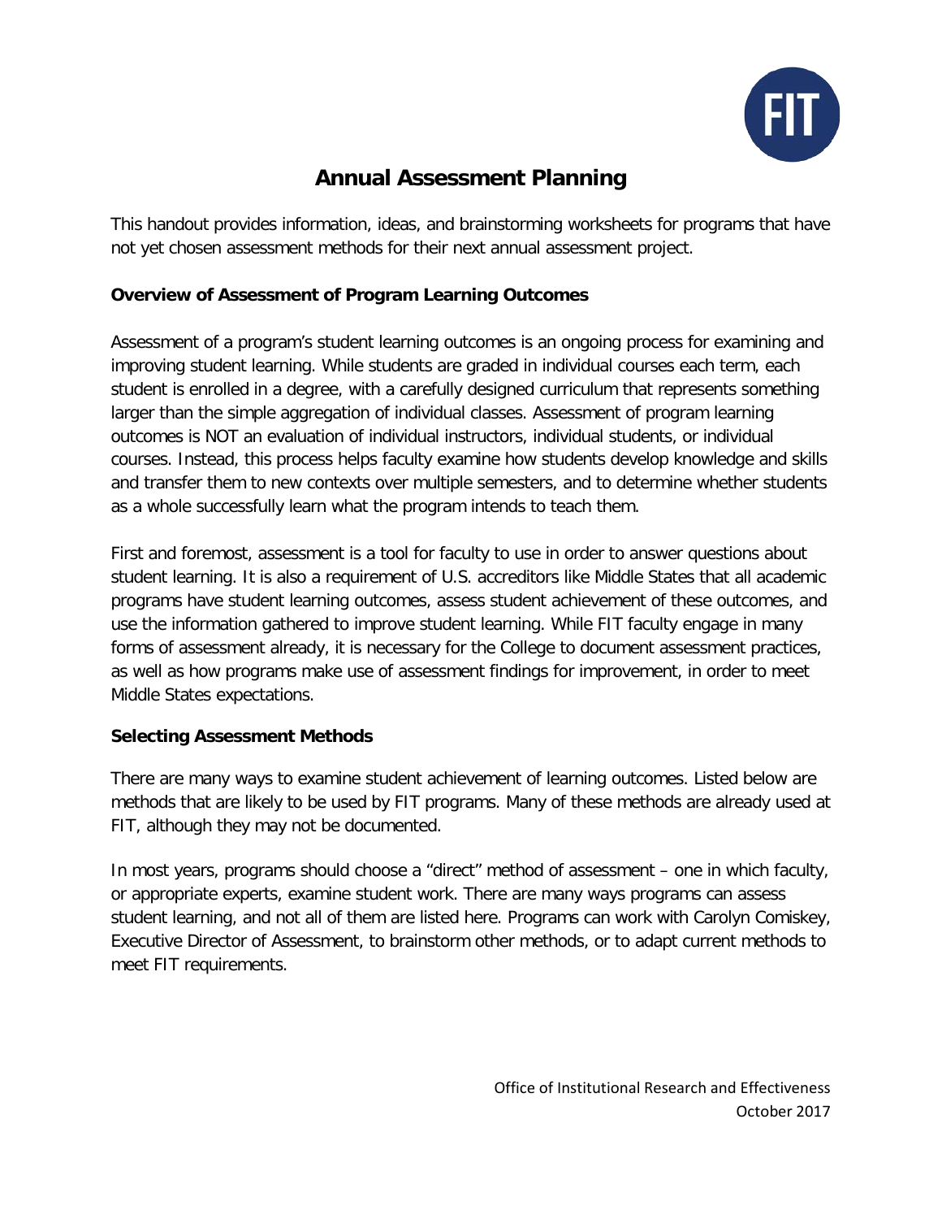# Annual Assessment Planning

This handout provides information, ideas, and brainstorming worksheets for programs that have not yet chosen assessment methods for their next annual assessment project.

**Overview of Assessment of Program Learning Outcomes**

Assessment of a program's student learning outcomes is an ongoing process for examining and improving student learning. While students are graded in individual courses each term, each student is enrolled in a degree, with a carefully designed curriculum that represents something larger than the simple aggregation of individual classes. Assessment of program learning outcomes is NOT an evaluation of individual instructors, individual students, or individual courses. Instead, this process helps faculty examine how students develop knowledge and skills and transfer them to new contexts over multiple semesters, and to determine whether students as a whole successfully learn what the program intends to teach them.

First and foremost, assessment is a tool for faculty to use in order to answer questions about student learning. It is also a requirement of U.S. accreditors like Middle States that all academic programs have student learning outcomes, assess student achievement of these outcomes, and use the information gathered to improve student learning. While FIT faculty engage in many forms of assessment already, it is necessary for the College to document assessment practices, as well as how programs make use of assessment findings for improvement, in order to meet Middle States expectations.

**Selecting Assessment Methods**

There are many ways to examine student achievement of learning outcomes. Listed below are methods that are likely to be used by FIT programs. Many of these methods are already used at FIT, although they may not be documented.

In most years, programs should choose a "direct" method of assessment – one in which faculty, or appropriate experts, examine student work. There are many ways programs can assess student learning, and not all of them are listed here. Programs can work with Carolyn Comiskey, Executive Director of Assessment, to brainstorm other methods, or to adapt current methods to meet FIT requirements.

Office of Institutional Research and Effectiveness
October 2017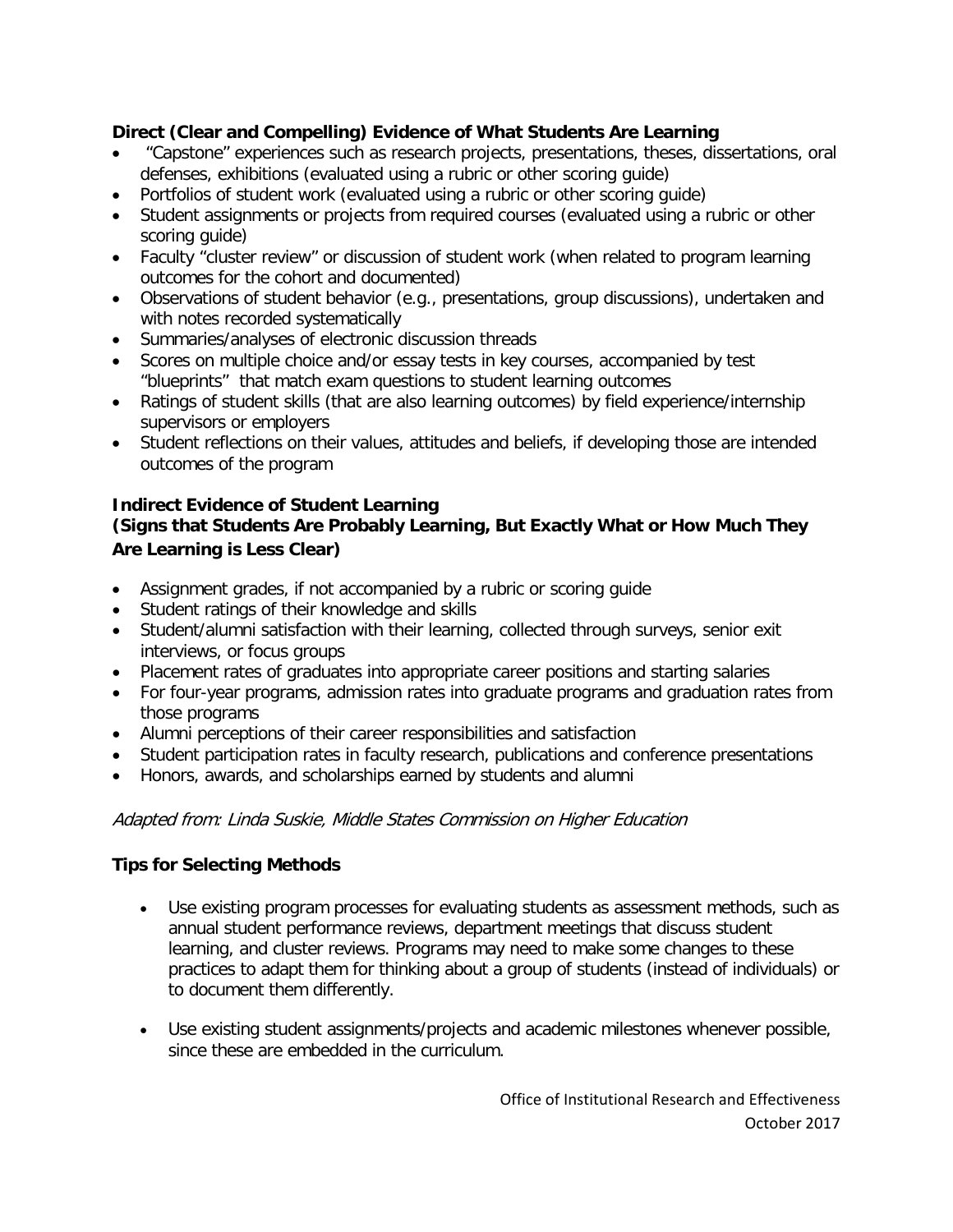**Direct (Clear and Compelling) Evidence of What Students Are Learning**

- "Capstone" experiences such as research projects, presentations, theses, dissertations, oral defenses, exhibitions (evaluated using a rubric or other scoring guide)
- Portfolios of student work (evaluated using a rubric or other scoring guide)
- Student assignments or projects from required courses (evaluated using a rubric or other scoring guide)
- Faculty "cluster review" or discussion of student work (when related to program learning outcomes for the cohort and documented)
- Observations of student behavior (e.g., presentations, group discussions), undertaken and with notes recorded systematically
- Summaries/analyses of electronic discussion threads
- Scores on multiple choice and/or essay tests in key courses, accompanied by test "blueprints" that match exam questions to student learning outcomes
- Ratings of student skills (that are also learning outcomes) by field experience/internship supervisors or employers
- Student reflections on their values, attitudes and beliefs, if developing those are intended outcomes of the program

**Indirect Evidence of Student Learning**
**(Signs that Students Are Probably Learning, But Exactly What or How Much They Are Learning is Less Clear)**

- Assignment grades, if not accompanied by a rubric or scoring guide
- Student ratings of their knowledge and skills
- Student/alumni satisfaction with their learning, collected through surveys, senior exit interviews, or focus groups
- Placement rates of graduates into appropriate career positions and starting salaries
- For four-year programs, admission rates into graduate programs and graduation rates from those programs
- Alumni perceptions of their career responsibilities and satisfaction
- Student participation rates in faculty research, publications and conference presentations
- Honors, awards, and scholarships earned by students and alumni

*Adapted from: Linda Suskie, Middle States Commission on Higher Education*

**Tips for Selecting Methods**

- Use existing program processes for evaluating students as assessment methods, such as annual student performance reviews, department meetings that discuss student learning, and cluster reviews. Programs may need to make some changes to these practices to adapt them for thinking about a group of students (instead of individuals) or to document them differently.

- Use existing student assignments/projects and academic milestones whenever possible, since these are embedded in the curriculum.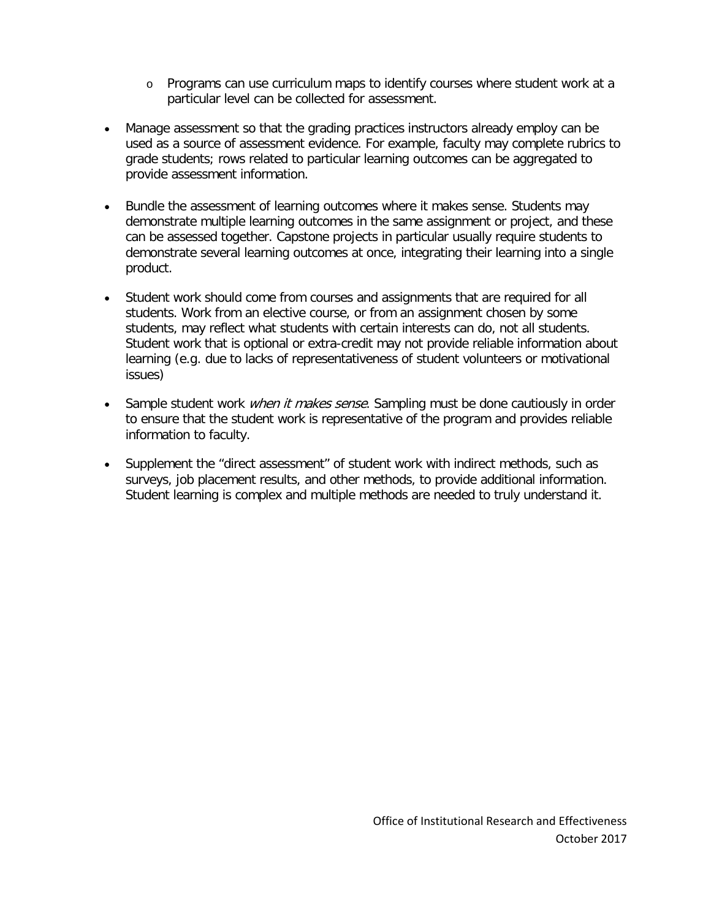- Programs can use curriculum maps to identify courses where student work at a particular level can be collected for assessment.

- Manage assessment so that the grading practices instructors already employ can be used as a source of assessment evidence. For example, faculty may complete rubrics to grade students; rows related to particular learning outcomes can be aggregated to provide assessment information.

- Bundle the assessment of learning outcomes where it makes sense. Students may demonstrate multiple learning outcomes in the same assignment or project, and these can be assessed together. Capstone projects in particular usually require students to demonstrate several learning outcomes at once, integrating their learning into a single product.

- Student work should come from courses and assignments that are required for all students. Work from an elective course, or from an assignment chosen by some students, may reflect what students with certain interests can do, not all students. Student work that is optional or extra-credit may not provide reliable information about learning (e.g. due to lacks of representativeness of student volunteers or motivational issues)

- Sample student work *when it makes sense*. Sampling must be done cautiously in order to ensure that the student work is representative of the program and provides reliable information to faculty.

- Supplement the "direct assessment" of student work with indirect methods, such as surveys, job placement results, and other methods, to provide additional information. Student learning is complex and multiple methods are needed to truly understand it.

Office of Institutional Research and Effectiveness
October 2017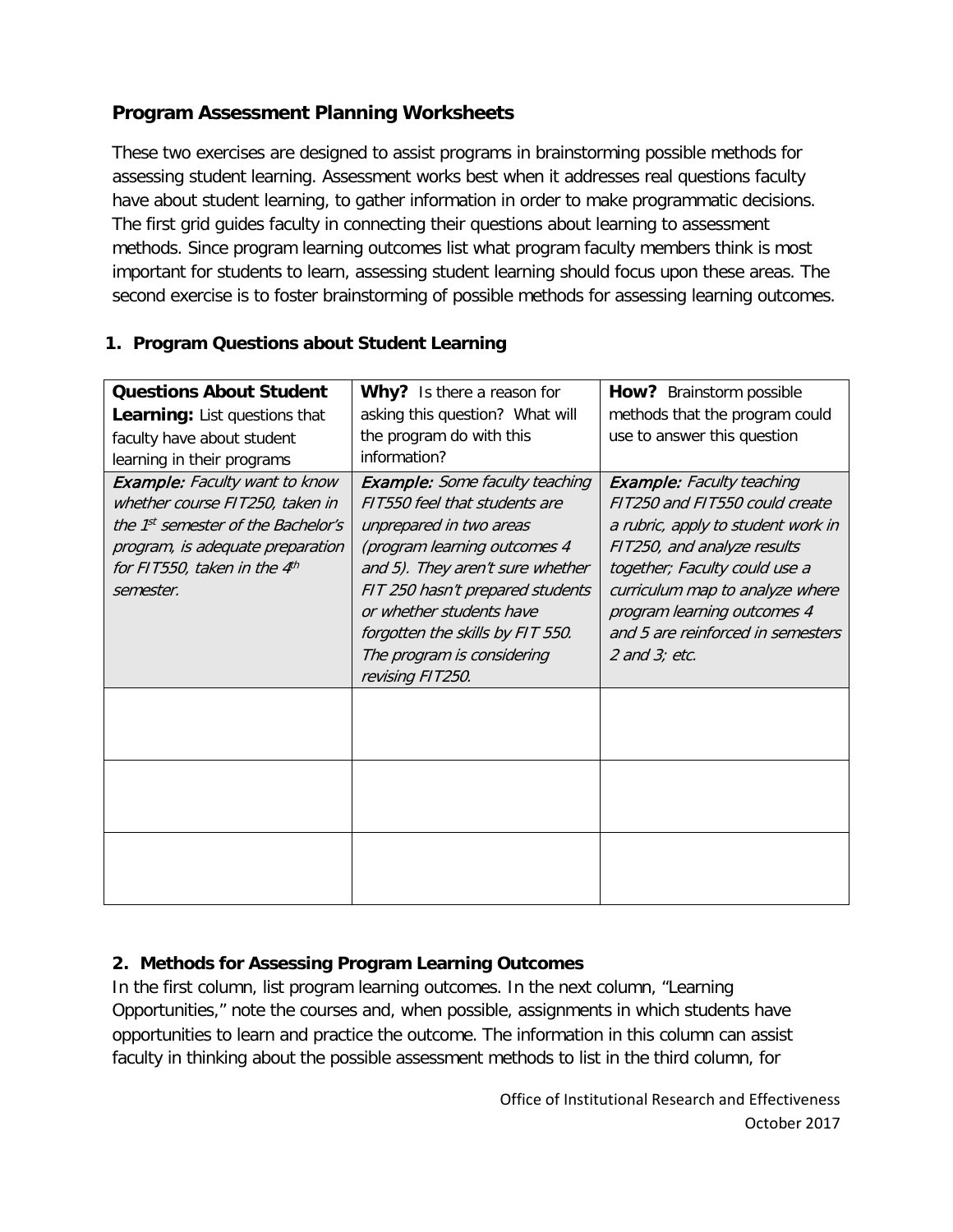## Program Assessment Planning Worksheets

These two exercises are designed to assist programs in brainstorming possible methods for assessing student learning. Assessment works best when it addresses real questions faculty have about student learning, to gather information in order to make programmatic decisions. The first grid guides faculty in connecting their questions about learning to assessment methods. Since program learning outcomes list what program faculty members think is most important for students to learn, assessing student learning should focus upon these areas. The second exercise is to foster brainstorming of possible methods for assessing learning outcomes.

### 1. Program Questions about Student Learning

| **Questions About Student Learning:** List questions that faculty have about student learning in their programs | **Why?** Is there a reason for asking this question? What will the program do with this information? | **How?** Brainstorm possible methods that the program could use to answer this question |
|---|---|---|
| ***Example:*** *Faculty want to know whether course FIT250, taken in the 1st semester of the Bachelor's program, is adequate preparation for FIT550, taken in the 4th semester.* | ***Example:*** *Some faculty teaching FIT550 feel that students are unprepared in two areas (program learning outcomes 4 and 5). They aren't sure whether FIT 250 hasn't prepared students or whether students have forgotten the skills by FIT 550. The program is considering revising FIT250.* | ***Example:*** *Faculty teaching FIT250 and FIT550 could create a rubric, apply to student work in FIT250, and analyze results together; Faculty could use a curriculum map to analyze where program learning outcomes 4 and 5 are reinforced in semesters 2 and 3; etc.* |
| | | |
| | | |
| | | |

### 2. Methods for Assessing Program Learning Outcomes

In the first column, list program learning outcomes. In the next column, "Learning Opportunities," note the courses and, when possible, assignments in which students have opportunities to learn and practice the outcome. The information in this column can assist faculty in thinking about the possible assessment methods to list in the third column, for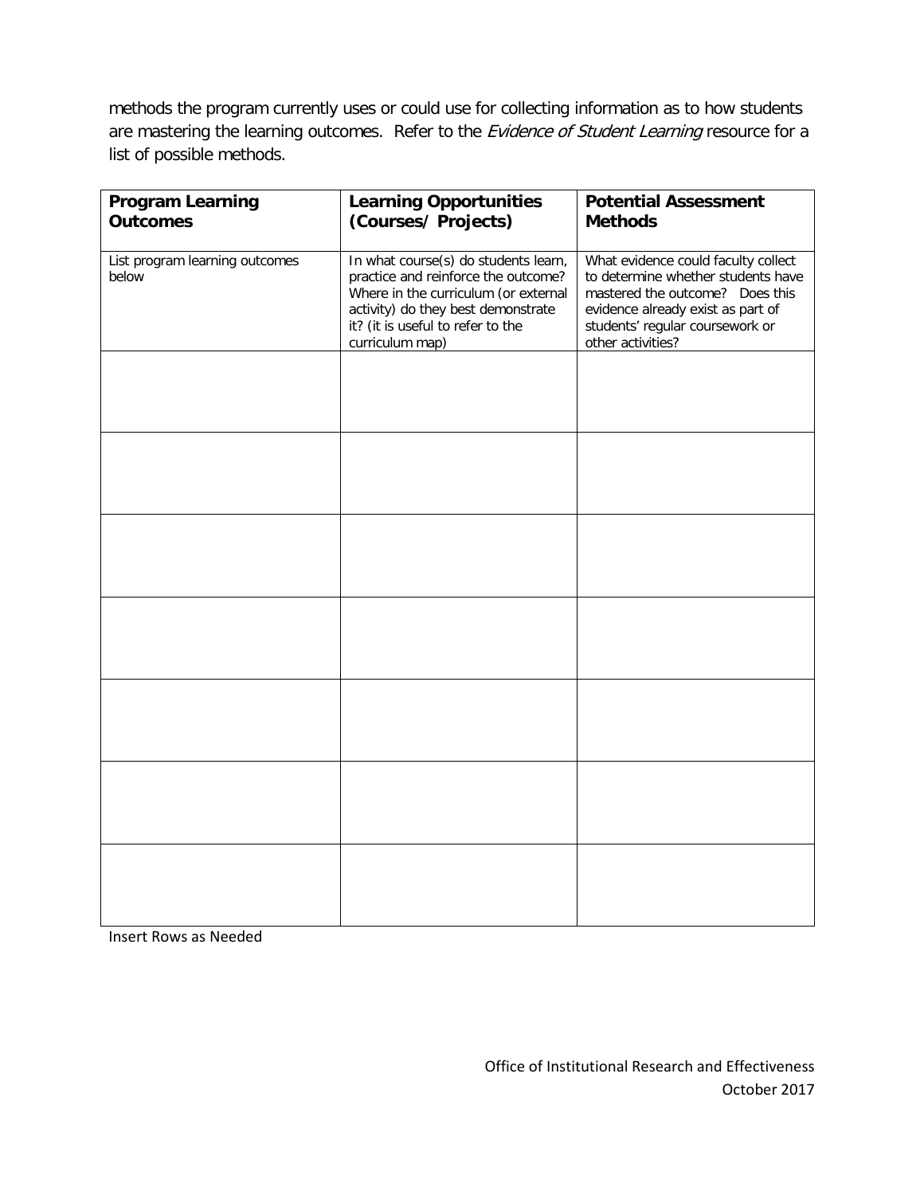methods the program currently uses or could use for collecting information as to how students are mastering the learning outcomes. Refer to the *Evidence of Student Learning* resource for a list of possible methods.

| **Program Learning Outcomes** | **Learning Opportunities (Courses/ Projects)** | **Potential Assessment Methods** |
|---|---|---|
| List program learning outcomes below | In what course(s) do students learn, practice and reinforce the outcome? Where in the curriculum (or external activity) do they best demonstrate it? (it is useful to refer to the curriculum map) | What evidence could faculty collect to determine whether students have mastered the outcome? Does this evidence already exist as part of students' regular coursework or other activities? |
| | | |
| | | |
| | | |
| | | |
| | | |
| | | |
| | | |

Insert Rows as Needed

Office of Institutional Research and Effectiveness
October 2017